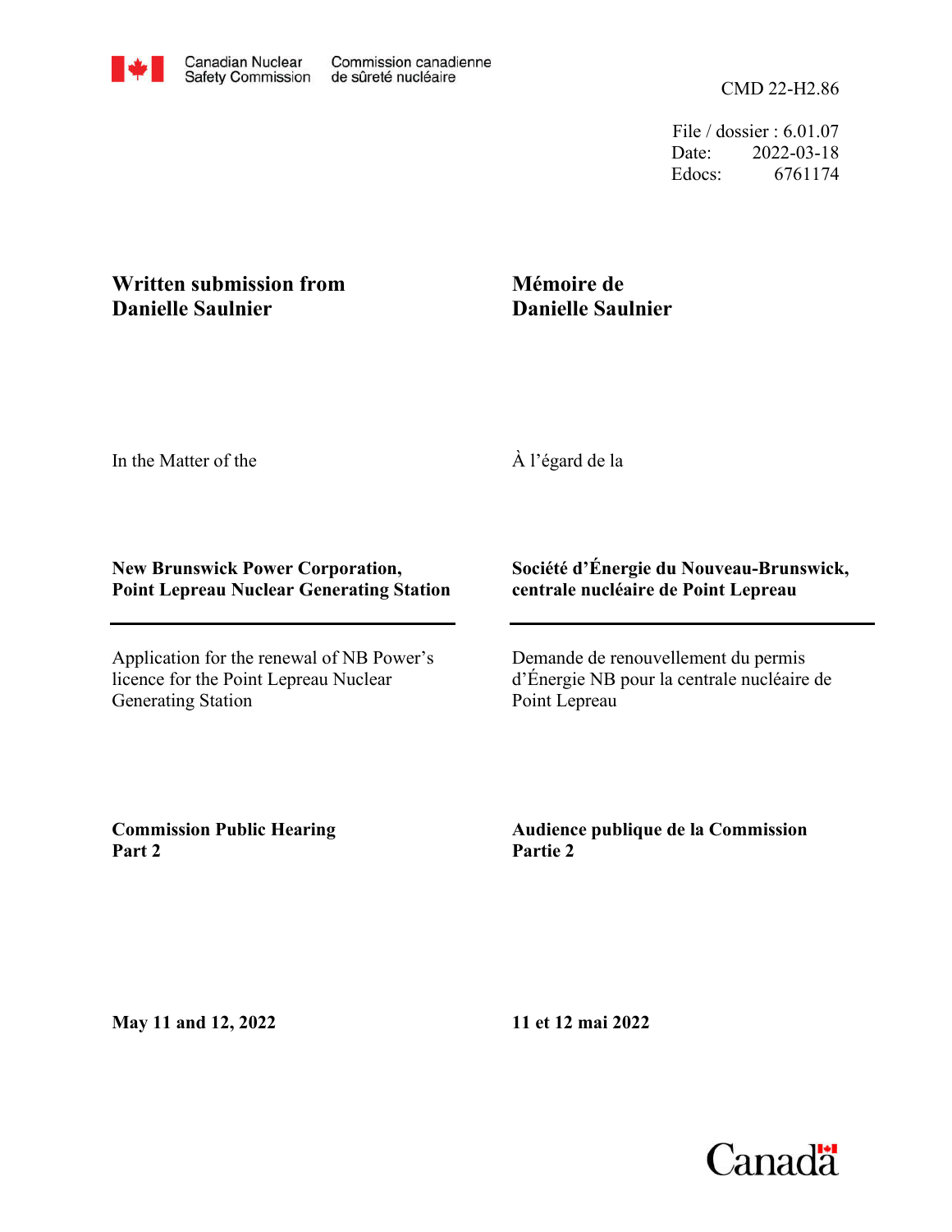Canadian Nuclear Safety Commission / Commission canadienne de sûreté nucléaire

CMD 22-H2.86

File / dossier : 6.01.07
Date: 2022-03-18
Edocs: 6761174

**Written submission from Danielle Saulnier**

**Mémoire de Danielle Saulnier**

In the Matter of the

À l'égard de la

**New Brunswick Power Corporation, Point Lepreau Nuclear Generating Station**

**Société d'Énergie du Nouveau-Brunswick, centrale nucléaire de Point Lepreau**

Application for the renewal of NB Power's licence for the Point Lepreau Nuclear Generating Station

Demande de renouvellement du permis d'Énergie NB pour la centrale nucléaire de Point Lepreau

**Commission Public Hearing Part 2**

**Audience publique de la Commission Partie 2**

**May 11 and 12, 2022**

**11 et 12 mai 2022**

Canada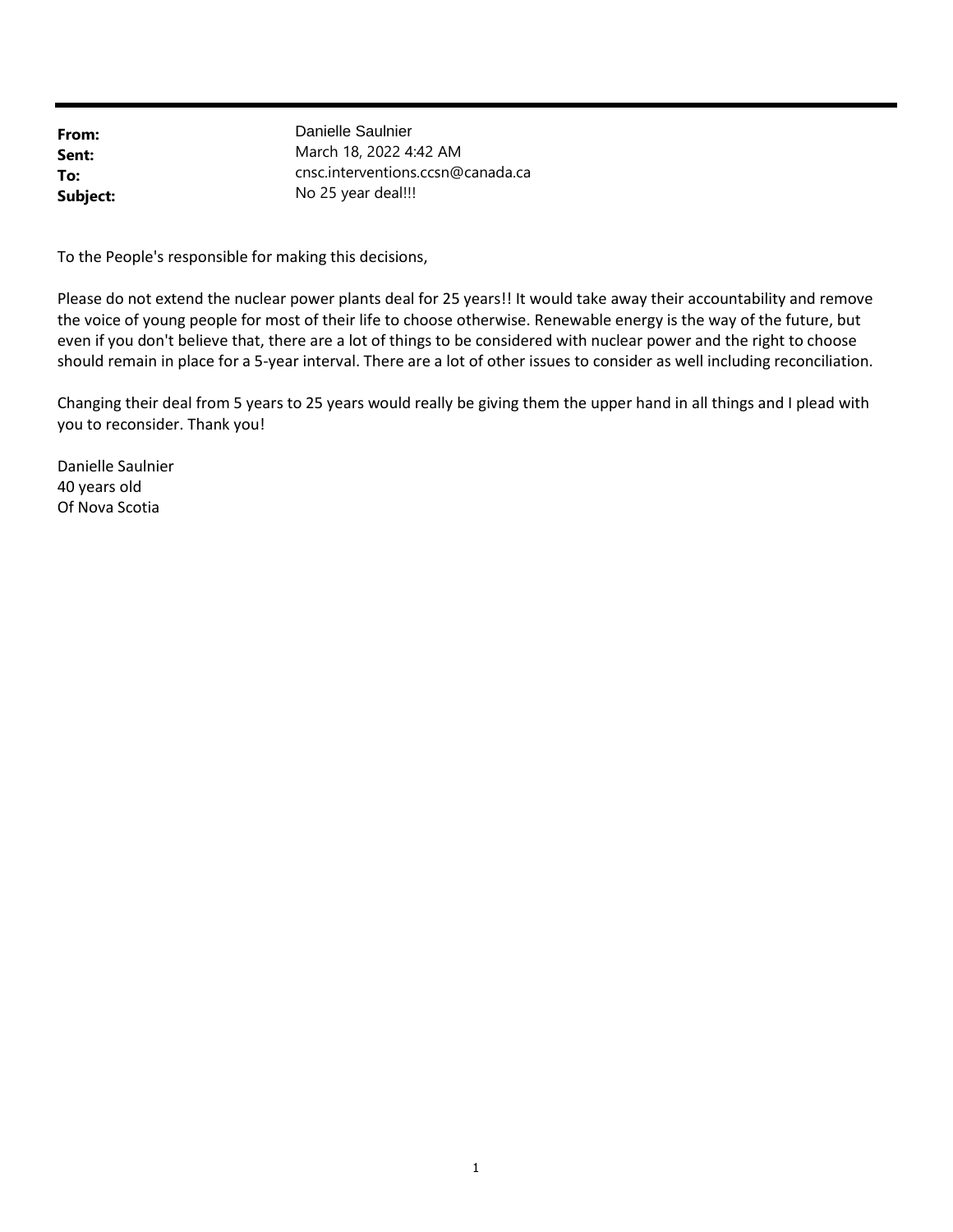**From:** Danielle Saulnier
**Sent:** March 18, 2022 4:42 AM
**To:** cnsc.interventions.ccsn@canada.ca
**Subject:** No 25 year deal!!!

To the People's responsible for making this decisions,

Please do not extend the nuclear power plants deal for 25 years!! It would take away their accountability and remove the voice of young people for most of their life to choose otherwise. Renewable energy is the way of the future, but even if you don't believe that, there are a lot of things to be considered with nuclear power and the right to choose should remain in place for a 5-year interval. There are a lot of other issues to consider as well including reconciliation.

Changing their deal from 5 years to 25 years would really be giving them the upper hand in all things and I plead with you to reconsider. Thank you!

Danielle Saulnier
40 years old
Of Nova Scotia